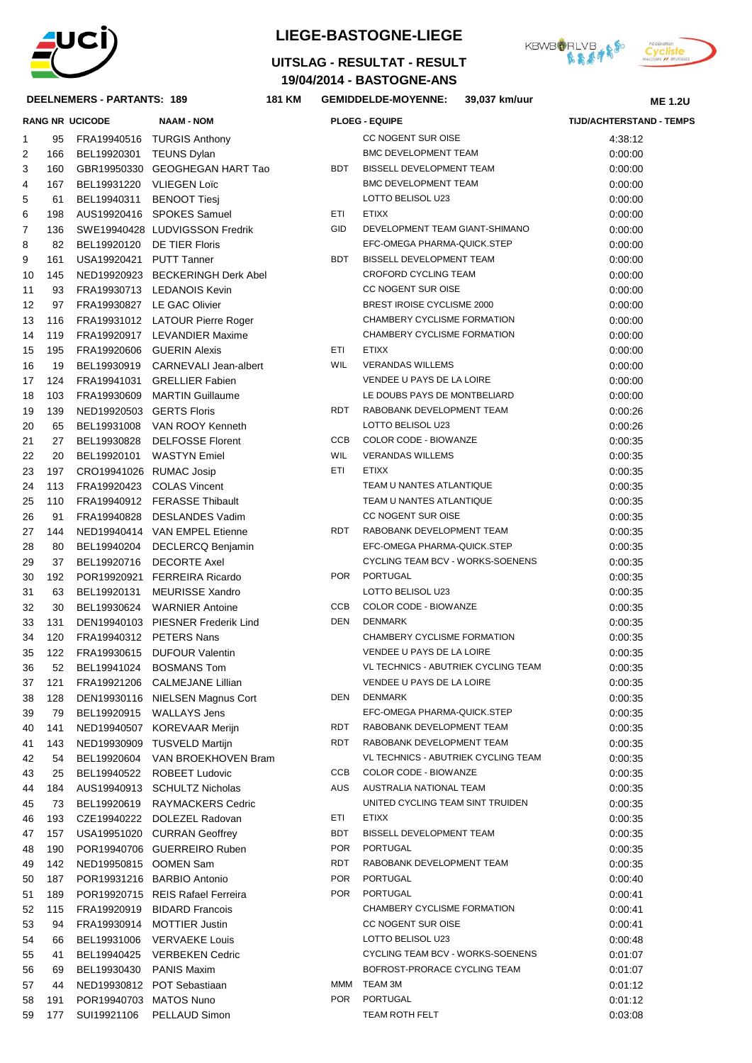# LIEGE-BASTOGNE-LIEGE

## UITSLAG - RESULTAT - RESULT

## 19/04/2014 - BASTOGNE-ANS

**DEELNEMERS - PARTANTS: 189** | **181 KM** | **GEMIDDELDE-MOYENNE: 39,037 km/uur** | **ME 1.2U**

| RANG | NR | UCICODE | NAAM - NOM | | PLOEG - EQUIPE | TIJD/ACHTERSTAND - TEMPS |
|---|---|---|---|---|---|---|
| 1 | 95 | FRA19940516 | TURGIS Anthony | | CC NOGENT SUR OISE | 4:38:12 |
| 2 | 166 | BEL19920301 | TEUNS Dylan | | BMC DEVELOPMENT TEAM | 0:00:00 |
| 3 | 160 | GBR19950330 | GEOGHEGAN HART Tao | BDT | BISSELL DEVELOPMENT TEAM | 0:00:00 |
| 4 | 167 | BEL19931220 | VLIEGEN Loïc | | BMC DEVELOPMENT TEAM | 0:00:00 |
| 5 | 61 | BEL19940311 | BENOOT Tiesj | | LOTTO BELISOL U23 | 0:00:00 |
| 6 | 198 | AUS19920416 | SPOKES Samuel | ETI | ETIXX | 0:00:00 |
| 7 | 136 | SWE19940428 | LUDVIGSSON Fredrik | GID | DEVELOPMENT TEAM GIANT-SHIMANO | 0:00:00 |
| 8 | 82 | BEL19920120 | DE TIER Floris | | EFC-OMEGA PHARMA-QUICK.STEP | 0:00:00 |
| 9 | 161 | USA19920421 | PUTT Tanner | BDT | BISSELL DEVELOPMENT TEAM | 0:00:00 |
| 10 | 145 | NED19920923 | BECKERINGH Derk Abel | | CROFORD CYCLING TEAM | 0:00:00 |
| 11 | 93 | FRA19930713 | LEDANOIS Kevin | | CC NOGENT SUR OISE | 0:00:00 |
| 12 | 97 | FRA19930827 | LE GAC Olivier | | BREST IROISE CYCLISME 2000 | 0:00:00 |
| 13 | 116 | FRA19931012 | LATOUR Pierre Roger | | CHAMBERY CYCLISME FORMATION | 0:00:00 |
| 14 | 119 | FRA19920917 | LEVANDIER Maxime | | CHAMBERY CYCLISME FORMATION | 0:00:00 |
| 15 | 195 | FRA19920606 | GUERIN Alexis | ETI | ETIXX | 0:00:00 |
| 16 | 19 | BEL19930919 | CARNEVALI Jean-albert | WIL | VERANDAS WILLEMS | 0:00:00 |
| 17 | 124 | FRA19941031 | GRELLIER Fabien | | VENDEE U PAYS DE LA LOIRE | 0:00:00 |
| 18 | 103 | FRA19930609 | MARTIN Guillaume | | LE DOUBS PAYS DE MONTBELIARD | 0:00:00 |
| 19 | 139 | NED19920503 | GERTS Floris | RDT | RABOBANK DEVELOPMENT TEAM | 0:00:26 |
| 20 | 65 | BEL19931008 | VAN ROOY Kenneth | | LOTTO BELISOL U23 | 0:00:26 |
| 21 | 27 | BEL19930828 | DELFOSSE Florent | CCB | COLOR CODE - BIOWANZE | 0:00:35 |
| 22 | 20 | BEL19920101 | WASTYN Emiel | WIL | VERANDAS WILLEMS | 0:00:35 |
| 23 | 197 | CRO19941026 | RUMAC Josip | ETI | ETIXX | 0:00:35 |
| 24 | 113 | FRA19920423 | COLAS Vincent | | TEAM U NANTES ATLANTIQUE | 0:00:35 |
| 25 | 110 | FRA19940912 | FERASSE Thibault | | TEAM U NANTES ATLANTIQUE | 0:00:35 |
| 26 | 91 | FRA19940828 | DESLANDES Vadim | | CC NOGENT SUR OISE | 0:00:35 |
| 27 | 144 | NED19940414 | VAN EMPEL Etienne | RDT | RABOBANK DEVELOPMENT TEAM | 0:00:35 |
| 28 | 80 | BEL19940204 | DECLERCQ Benjamin | | EFC-OMEGA PHARMA-QUICK.STEP | 0:00:35 |
| 29 | 37 | BEL19920716 | DECORTE Axel | | CYCLING TEAM BCV - WORKS-SOENENS | 0:00:35 |
| 30 | 192 | POR19920921 | FERREIRA Ricardo | POR | PORTUGAL | 0:00:35 |
| 31 | 63 | BEL19920131 | MEURISSE Xandro | | LOTTO BELISOL U23 | 0:00:35 |
| 32 | 30 | BEL19930624 | WARNIER Antoine | CCB | COLOR CODE - BIOWANZE | 0:00:35 |
| 33 | 131 | DEN19940103 | PIESNER Frederik Lind | DEN | DENMARK | 0:00:35 |
| 34 | 120 | FRA19940312 | PETERS Nans | | CHAMBERY CYCLISME FORMATION | 0:00:35 |
| 35 | 122 | FRA19930615 | DUFOUR Valentin | | VENDEE U PAYS DE LA LOIRE | 0:00:35 |
| 36 | 52 | BEL19941024 | BOSMANS Tom | | VL TECHNICS - ABUTRIEK CYCLING TEAM | 0:00:35 |
| 37 | 121 | FRA19921206 | CALMEJANE Lillian | | VENDEE U PAYS DE LA LOIRE | 0:00:35 |
| 38 | 128 | DEN19930116 | NIELSEN Magnus Cort | DEN | DENMARK | 0:00:35 |
| 39 | 79 | BEL19920915 | WALLAYS Jens | | EFC-OMEGA PHARMA-QUICK.STEP | 0:00:35 |
| 40 | 141 | NED19940507 | KOREVAAR Merijn | RDT | RABOBANK DEVELOPMENT TEAM | 0:00:35 |
| 41 | 143 | NED19930909 | TUSVELD Martijn | RDT | RABOBANK DEVELOPMENT TEAM | 0:00:35 |
| 42 | 54 | BEL19920604 | VAN BROEKHOVEN Bram | | VL TECHNICS - ABUTRIEK CYCLING TEAM | 0:00:35 |
| 43 | 25 | BEL19940522 | ROBEET Ludovic | CCB | COLOR CODE - BIOWANZE | 0:00:35 |
| 44 | 184 | AUS19940913 | SCHULTZ Nicholas | AUS | AUSTRALIA NATIONAL TEAM | 0:00:35 |
| 45 | 73 | BEL19920619 | RAYMACKERS Cedric | | UNITED CYCLING TEAM SINT TRUIDEN | 0:00:35 |
| 46 | 193 | CZE19940222 | DOLEZEL Radovan | ETI | ETIXX | 0:00:35 |
| 47 | 157 | USA19951020 | CURRAN Geoffrey | BDT | BISSELL DEVELOPMENT TEAM | 0:00:35 |
| 48 | 190 | POR19940706 | GUERREIRO Ruben | POR | PORTUGAL | 0:00:35 |
| 49 | 142 | NED19950815 | OOMEN Sam | RDT | RABOBANK DEVELOPMENT TEAM | 0:00:35 |
| 50 | 187 | POR19931216 | BARBIO Antonio | POR | PORTUGAL | 0:00:40 |
| 51 | 189 | POR19920715 | REIS Rafael Ferreira | POR | PORTUGAL | 0:00:41 |
| 52 | 115 | FRA19920919 | BIDARD Francois | | CHAMBERY CYCLISME FORMATION | 0:00:41 |
| 53 | 94 | FRA19930914 | MOTTIER Justin | | CC NOGENT SUR OISE | 0:00:41 |
| 54 | 66 | BEL19931006 | VERVAEKE Louis | | LOTTO BELISOL U23 | 0:00:48 |
| 55 | 41 | BEL19940425 | VERBEKEN Cedric | | CYCLING TEAM BCV - WORKS-SOENENS | 0:01:07 |
| 56 | 69 | BEL19930430 | PANIS Maxim | | BOFROST-PRORACE CYCLING TEAM | 0:01:07 |
| 57 | 44 | NED19930812 | POT Sebastiaan | MMM | TEAM 3M | 0:01:12 |
| 58 | 191 | POR19940703 | MATOS Nuno | POR | PORTUGAL | 0:01:12 |
| 59 | 177 | SUI19921106 | PELLAUD Simon | | TEAM ROTH FELT | 0:03:08 |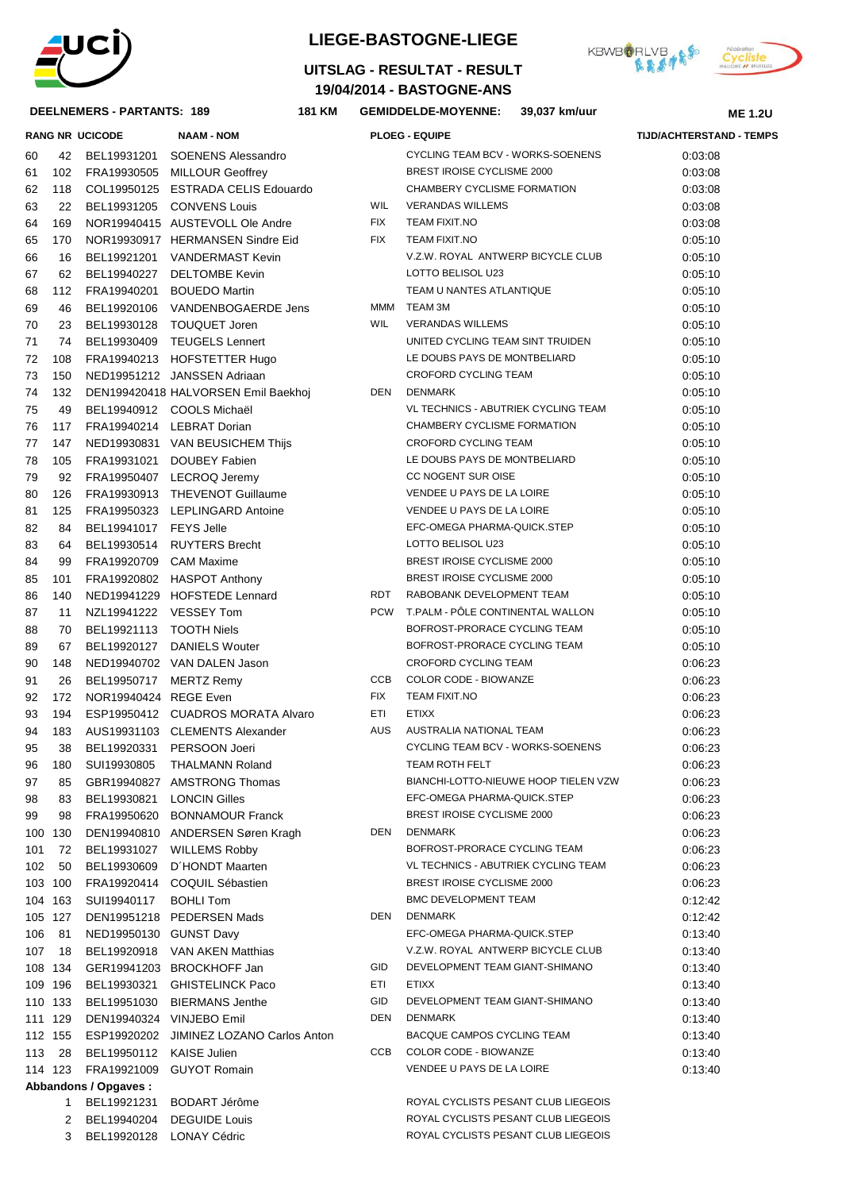# LIEGE-BASTOGNE-LIEGE

## UITSLAG - RESULTAT - RESULT
## 19/04/2014 - BASTOGNE-ANS

**DEELNEMERS - PARTANTS: 189** **181 KM** **GEMIDDELDE-MOYENNE: 39,037 km/uur** **ME 1.2U**

| RANG | NR | UCICODE | NAAM - NOM | | PLOEG - EQUIPE | TIJD/ACHTERSTAND - TEMPS |
|---|---|---|---|---|---|---|
| 60 | 42 | BEL19931201 | SOENENS Alessandro | | CYCLING TEAM BCV - WORKS-SOENENS | 0:03:08 |
| 61 | 102 | FRA19930505 | MILLOUR Geoffrey | | BREST IROISE CYCLISME 2000 | 0:03:08 |
| 62 | 118 | COL19950125 | ESTRADA CELIS Edouardo | | CHAMBERY CYCLISME FORMATION | 0:03:08 |
| 63 | 22 | BEL19931205 | CONVENS Louis | WIL | VERANDAS WILLEMS | 0:03:08 |
| 64 | 169 | NOR19940415 | AUSTEVOLL Ole Andre | FIX | TEAM FIXIT.NO | 0:03:08 |
| 65 | 170 | NOR19930917 | HERMANSEN Sindre Eid | FIX | TEAM FIXIT.NO | 0:05:10 |
| 66 | 16 | BEL19921201 | VANDERMAST Kevin | | V.Z.W. ROYAL ANTWERP BICYCLE CLUB | 0:05:10 |
| 67 | 62 | BEL19940227 | DELTOMBE Kevin | | LOTTO BELISOL U23 | 0:05:10 |
| 68 | 112 | FRA19940201 | BOUEDO Martin | | TEAM U NANTES ATLANTIQUE | 0:05:10 |
| 69 | 46 | BEL19920106 | VANDENBOGAERDE Jens | MMM | TEAM 3M | 0:05:10 |
| 70 | 23 | BEL19930128 | TOUQUET Joren | WIL | VERANDAS WILLEMS | 0:05:10 |
| 71 | 74 | BEL19930409 | TEUGELS Lennert | | UNITED CYCLING TEAM SINT TRUIDEN | 0:05:10 |
| 72 | 108 | FRA19940213 | HOFSTETTER Hugo | | LE DOUBS PAYS DE MONTBELIARD | 0:05:10 |
| 73 | 150 | NED19951212 | JANSSEN Adriaan | | CROFORD CYCLING TEAM | 0:05:10 |
| 74 | 132 | DEN199420418 | HALVORSEN Emil Baekhoj | DEN | DENMARK | 0:05:10 |
| 75 | 49 | BEL19940912 | COOLS Michaël | | VL TECHNICS - ABUTRIEK CYCLING TEAM | 0:05:10 |
| 76 | 117 | FRA19940214 | LEBRAT Dorian | | CHAMBERY CYCLISME FORMATION | 0:05:10 |
| 77 | 147 | NED19930831 | VAN BEUSICHEM Thijs | | CROFORD CYCLING TEAM | 0:05:10 |
| 78 | 105 | FRA19931021 | DOUBEY Fabien | | LE DOUBS PAYS DE MONTBELIARD | 0:05:10 |
| 79 | 92 | FRA19950407 | LECROQ Jeremy | | CC NOGENT SUR OISE | 0:05:10 |
| 80 | 126 | FRA19930913 | THEVENOT Guillaume | | VENDEE U PAYS DE LA LOIRE | 0:05:10 |
| 81 | 125 | FRA19950323 | LEPLINGARD Antoine | | VENDEE U PAYS DE LA LOIRE | 0:05:10 |
| 82 | 84 | BEL19941017 | FEYS Jelle | | EFC-OMEGA PHARMA-QUICK.STEP | 0:05:10 |
| 83 | 64 | BEL19930514 | RUYTERS Brecht | | LOTTO BELISOL U23 | 0:05:10 |
| 84 | 99 | FRA19920709 | CAM Maxime | | BREST IROISE CYCLISME 2000 | 0:05:10 |
| 85 | 101 | FRA19920802 | HASPOT Anthony | | BREST IROISE CYCLISME 2000 | 0:05:10 |
| 86 | 140 | NED19941229 | HOFSTEDE Lennard | RDT | RABOBANK DEVELOPMENT TEAM | 0:05:10 |
| 87 | 11 | NZL19941222 | VESSEY Tom | PCW | T.PALM - PÔLE CONTINENTAL WALLON | 0:05:10 |
| 88 | 70 | BEL19921113 | TOOTH Niels | | BOFROST-PRORACE CYCLING TEAM | 0:05:10 |
| 89 | 67 | BEL19920127 | DANIELS Wouter | | BOFROST-PRORACE CYCLING TEAM | 0:05:10 |
| 90 | 148 | NED19940702 | VAN DALEN Jason | | CROFORD CYCLING TEAM | 0:06:23 |
| 91 | 26 | BEL19950717 | MERTZ Remy | CCB | COLOR CODE - BIOWANZE | 0:06:23 |
| 92 | 172 | NOR19940424 | REGE Even | FIX | TEAM FIXIT.NO | 0:06:23 |
| 93 | 194 | ESP19950412 | CUADROS MORATA Alvaro | ETI | ETIXX | 0:06:23 |
| 94 | 183 | AUS19931103 | CLEMENTS Alexander | AUS | AUSTRALIA NATIONAL TEAM | 0:06:23 |
| 95 | 38 | BEL19920331 | PERSOON Joeri | | CYCLING TEAM BCV - WORKS-SOENENS | 0:06:23 |
| 96 | 180 | SUI19930805 | THALMANN Roland | | TEAM ROTH FELT | 0:06:23 |
| 97 | 85 | GBR19940827 | AMSTRONG Thomas | | BIANCHI-LOTTO-NIEUWE HOOP TIELEN VZW | 0:06:23 |
| 98 | 83 | BEL19930821 | LONCIN Gilles | | EFC-OMEGA PHARMA-QUICK.STEP | 0:06:23 |
| 99 | 98 | FRA19950620 | BONNAMOUR Franck | | BREST IROISE CYCLISME 2000 | 0:06:23 |
| 100 | 130 | DEN19940810 | ANDERSEN Søren Kragh | DEN | DENMARK | 0:06:23 |
| 101 | 72 | BEL19931027 | WILLEMS Robby | | BOFROST-PRORACE CYCLING TEAM | 0:06:23 |
| 102 | 50 | BEL19930609 | D´HONDT Maarten | | VL TECHNICS - ABUTRIEK CYCLING TEAM | 0:06:23 |
| 103 | 100 | FRA19920414 | COQUIL Sébastien | | BREST IROISE CYCLISME 2000 | 0:06:23 |
| 104 | 163 | SUI19940117 | BOHLI Tom | | BMC DEVELOPMENT TEAM | 0:12:42 |
| 105 | 127 | DEN19951218 | PEDERSEN Mads | DEN | DENMARK | 0:12:42 |
| 106 | 81 | NED19950130 | GUNST Davy | | EFC-OMEGA PHARMA-QUICK.STEP | 0:13:40 |
| 107 | 18 | BEL19920918 | VAN AKEN Matthias | | V.Z.W. ROYAL ANTWERP BICYCLE CLUB | 0:13:40 |
| 108 | 134 | GER19941203 | BROCKHOFF Jan | GID | DEVELOPMENT TEAM GIANT-SHIMANO | 0:13:40 |
| 109 | 196 | BEL19930321 | GHISTELINCK Paco | ETI | ETIXX | 0:13:40 |
| 110 | 133 | BEL19951030 | BIERMANS Jenthe | GID | DEVELOPMENT TEAM GIANT-SHIMANO | 0:13:40 |
| 111 | 129 | DEN19940324 | VINJEBO Emil | DEN | DENMARK | 0:13:40 |
| 112 | 155 | ESP19920202 | JIMINEZ LOZANO Carlos Anton | | BACQUE CAMPOS CYCLING TEAM | 0:13:40 |
| 113 | 28 | BEL19950112 | KAISE Julien | CCB | COLOR CODE - BIOWANZE | 0:13:40 |
| 114 | 123 | FRA19921009 | GUYOT Romain | | VENDEE U PAYS DE LA LOIRE | 0:13:40 |

**Abbandons / Opgaves :**

| | NR | UCICODE | NAAM - NOM | PLOEG - EQUIPE |
|---|---|---|---|---|
| | 1 | BEL19921231 | BODART Jérôme | ROYAL CYCLISTS PESANT CLUB LIEGEOIS |
| | 2 | BEL19940204 | DEGUIDE Louis | ROYAL CYCLISTS PESANT CLUB LIEGEOIS |
| | 3 | BEL19920128 | LONAY Cédric | ROYAL CYCLISTS PESANT CLUB LIEGEOIS |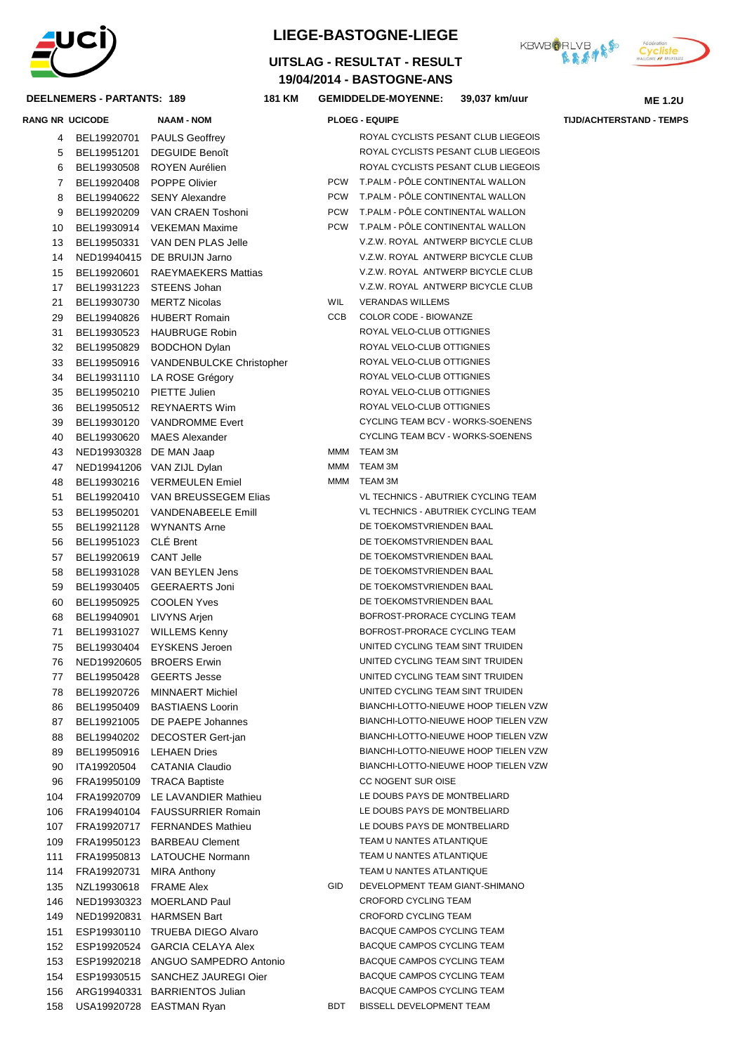# LIEGE-BASTOGNE-LIEGE

## UITSLAG - RESULTAT - RESULT
## 19/04/2014 - BASTOGNE-ANS

**DEELNEMERS - PARTANTS: 189** | **181 KM** | **GEMIDDELDE-MOYENNE: 39,037 km/uur** | **ME 1.2U**

| RANG | NR UCICODE | NAAM - NOM | PLOEG - EQUIPE | | TIJD/ACHTERSTAND - TEMPS |
|---|---|---|---|---|---|
| 4 | BEL19920701 | PAULS Geoffrey | | ROYAL CYCLISTS PESANT CLUB LIEGEOIS | |
| 5 | BEL19951201 | DEGUIDE Benoît | | ROYAL CYCLISTS PESANT CLUB LIEGEOIS | |
| 6 | BEL19930508 | ROYEN Aurélien | | ROYAL CYCLISTS PESANT CLUB LIEGEOIS | |
| 7 | BEL19920408 | POPPE Olivier | PCW | T.PALM - PÔLE CONTINENTAL WALLON | |
| 8 | BEL19940622 | SENY Alexandre | PCW | T.PALM - PÔLE CONTINENTAL WALLON | |
| 9 | BEL19920209 | VAN CRAEN Toshoni | PCW | T.PALM - PÔLE CONTINENTAL WALLON | |
| 10 | BEL19930914 | VEKEMAN Maxime | PCW | T.PALM - PÔLE CONTINENTAL WALLON | |
| 13 | BEL19950331 | VAN DEN PLAS Jelle | | V.Z.W. ROYAL ANTWERP BICYCLE CLUB | |
| 14 | NED19940415 | DE BRUIJN Jarno | | V.Z.W. ROYAL ANTWERP BICYCLE CLUB | |
| 15 | BEL19920601 | RAEYMAEKERS Mattias | | V.Z.W. ROYAL ANTWERP BICYCLE CLUB | |
| 17 | BEL19931223 | STEENS Johan | | V.Z.W. ROYAL ANTWERP BICYCLE CLUB | |
| 21 | BEL19930730 | MERTZ Nicolas | WIL | VERANDAS WILLEMS | |
| 29 | BEL19940826 | HUBERT Romain | CCB | COLOR CODE - BIOWANZE | |
| 31 | BEL19930523 | HAUBRUGE Robin | | ROYAL VELO-CLUB OTTIGNIES | |
| 32 | BEL19950829 | BODCHON Dylan | | ROYAL VELO-CLUB OTTIGNIES | |
| 33 | BEL19950916 | VANDENBULCKE Christopher | | ROYAL VELO-CLUB OTTIGNIES | |
| 34 | BEL19931110 | LA ROSE Grégory | | ROYAL VELO-CLUB OTTIGNIES | |
| 35 | BEL19950210 | PIETTE Julien | | ROYAL VELO-CLUB OTTIGNIES | |
| 36 | BEL19950512 | REYNAERTS Wim | | ROYAL VELO-CLUB OTTIGNIES | |
| 39 | BEL19930120 | VANDROMME Evert | | CYCLING TEAM BCV - WORKS-SOENENS | |
| 40 | BEL19930620 | MAES Alexander | | CYCLING TEAM BCV - WORKS-SOENENS | |
| 43 | NED19930328 | DE MAN Jaap | MMM | TEAM 3M | |
| 47 | NED19941206 | VAN ZIJL Dylan | MMM | TEAM 3M | |
| 48 | BEL19930216 | VERMEULEN Emiel | MMM | TEAM 3M | |
| 51 | BEL19920410 | VAN BREUSSEGEM Elias | | VL TECHNICS - ABUTRIEK CYCLING TEAM | |
| 53 | BEL19950201 | VANDENABEELE Emill | | VL TECHNICS - ABUTRIEK CYCLING TEAM | |
| 55 | BEL19921128 | WYNANTS Arne | | DE TOEKOMSTVRIENDEN BAAL | |
| 56 | BEL19951023 | CLÉ Brent | | DE TOEKOMSTVRIENDEN BAAL | |
| 57 | BEL19920619 | CANT Jelle | | DE TOEKOMSTVRIENDEN BAAL | |
| 58 | BEL19931028 | VAN BEYLEN Jens | | DE TOEKOMSTVRIENDEN BAAL | |
| 59 | BEL19930405 | GEERAERTS Joni | | DE TOEKOMSTVRIENDEN BAAL | |
| 60 | BEL19950925 | COOLEN Yves | | DE TOEKOMSTVRIENDEN BAAL | |
| 68 | BEL19940901 | LIVYNS Arjen | | BOFROST-PRORACE CYCLING TEAM | |
| 71 | BEL19931027 | WILLEMS Kenny | | BOFROST-PRORACE CYCLING TEAM | |
| 75 | BEL19930404 | EYSKENS Jeroen | | UNITED CYCLING TEAM SINT TRUIDEN | |
| 76 | NED19920605 | BROERS Erwin | | UNITED CYCLING TEAM SINT TRUIDEN | |
| 77 | BEL19950428 | GEERTS Jesse | | UNITED CYCLING TEAM SINT TRUIDEN | |
| 78 | BEL19920726 | MINNAERT Michiel | | UNITED CYCLING TEAM SINT TRUIDEN | |
| 86 | BEL19950409 | BASTIAENS Loorin | | BIANCHI-LOTTO-NIEUWE HOOP TIELEN VZW | |
| 87 | BEL19921005 | DE PAEPE Johannes | | BIANCHI-LOTTO-NIEUWE HOOP TIELEN VZW | |
| 88 | BEL19940202 | DECOSTER Gert-jan | | BIANCHI-LOTTO-NIEUWE HOOP TIELEN VZW | |
| 89 | BEL19950916 | LEHAEN Dries | | BIANCHI-LOTTO-NIEUWE HOOP TIELEN VZW | |
| 90 | ITA19920504 | CATANIA Claudio | | BIANCHI-LOTTO-NIEUWE HOOP TIELEN VZW | |
| 96 | FRA19950109 | TRACA Baptiste | | CC NOGENT SUR OISE | |
| 104 | FRA19920709 | LE LAVANDIER Mathieu | | LE DOUBS PAYS DE MONTBELIARD | |
| 106 | FRA19940104 | FAUSSURRIER Romain | | LE DOUBS PAYS DE MONTBELIARD | |
| 107 | FRA19920717 | FERNANDES Mathieu | | LE DOUBS PAYS DE MONTBELIARD | |
| 109 | FRA19950123 | BARBEAU Clement | | TEAM U NANTES ATLANTIQUE | |
| 111 | FRA19950813 | LATOUCHE Normann | | TEAM U NANTES ATLANTIQUE | |
| 114 | FRA19920731 | MIRA Anthony | | TEAM U NANTES ATLANTIQUE | |
| 135 | NZL19930618 | FRAME Alex | GID | DEVELOPMENT TEAM GIANT-SHIMANO | |
| 146 | NED19930323 | MOERLAND Paul | | CROFORD CYCLING TEAM | |
| 149 | NED19920831 | HARMSEN Bart | | CROFORD CYCLING TEAM | |
| 151 | ESP19930110 | TRUEBA DIEGO Alvaro | | BACQUE CAMPOS CYCLING TEAM | |
| 152 | ESP19920524 | GARCIA CELAYA Alex | | BACQUE CAMPOS CYCLING TEAM | |
| 153 | ESP19920218 | ANGUO SAMPEDRO Antonio | | BACQUE CAMPOS CYCLING TEAM | |
| 154 | ESP19930515 | SANCHEZ JAUREGI Oier | | BACQUE CAMPOS CYCLING TEAM | |
| 156 | ARG19940331 | BARRIENTOS Julian | | BACQUE CAMPOS CYCLING TEAM | |
| 158 | USA19920728 | EASTMAN Ryan | BDT | BISSELL DEVELOPMENT TEAM | |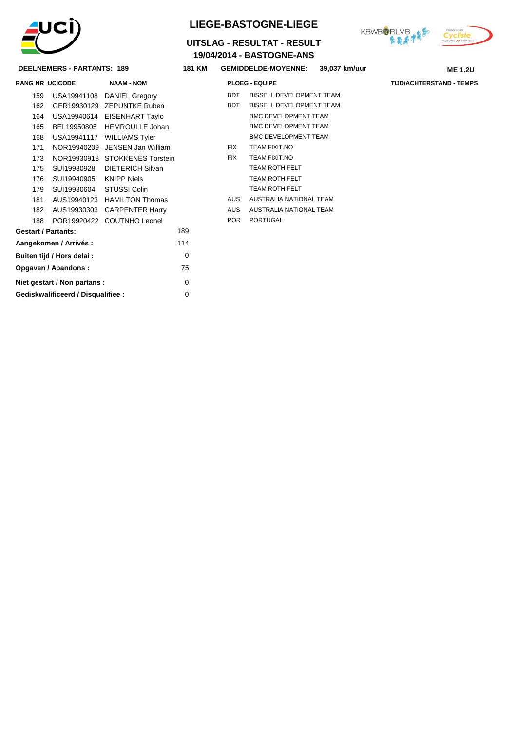# LIEGE-BASTOGNE-LIEGE

## UITSLAG - RESULTAT - RESULT
## 19/04/2014 - BASTOGNE-ANS

**DEELNEMERS - PARTANTS: 189** | **181 KM** | **GEMIDDELDE-MOYENNE: 39,037 km/uur** | **ME 1.2U**

| RANG NR | UCICODE | NAAM - NOM | PLOEG - EQUIPE | | TIJD/ACHTERSTAND - TEMPS |
|---|---|---|---|---|---|
| 159 | USA19941108 | DANIEL Gregory | BDT | BISSELL DEVELOPMENT TEAM | |
| 162 | GER19930129 | ZEPUNTKE Ruben | BDT | BISSELL DEVELOPMENT TEAM | |
| 164 | USA19940614 | EISENHART Taylo | | BMC DEVELOPMENT TEAM | |
| 165 | BEL19950805 | HEMROULLE Johan | | BMC DEVELOPMENT TEAM | |
| 168 | USA19941117 | WILLIAMS Tyler | | BMC DEVELOPMENT TEAM | |
| 171 | NOR19940209 | JENSEN Jan William | FIX | TEAM FIXIT.NO | |
| 173 | NOR19930918 | STOKKENES Torstein | FIX | TEAM FIXIT.NO | |
| 175 | SUI19930928 | DIETERICH Silvan | | TEAM ROTH FELT | |
| 176 | SUI19940905 | KNIPP Niels | | TEAM ROTH FELT | |
| 179 | SUI19930604 | STUSSI Colin | | TEAM ROTH FELT | |
| 181 | AUS19940123 | HAMILTON Thomas | AUS | AUSTRALIA NATIONAL TEAM | |
| 182 | AUS19930303 | CARPENTER Harry | AUS | AUSTRALIA NATIONAL TEAM | |
| 188 | POR19920422 | COUTNHO Leonel | POR | PORTUGAL | |

| | |
|---|---|
| **Gestart / Partants:** | 189 |
| **Aangekomen / Arrivés :** | 114 |
| **Buiten tijd / Hors delai :** | 0 |
| **Opgaven / Abandons :** | 75 |
| **Niet gestart / Non partans :** | 0 |
| **Gediskwalificeerd / Disqualifiee :** | 0 |